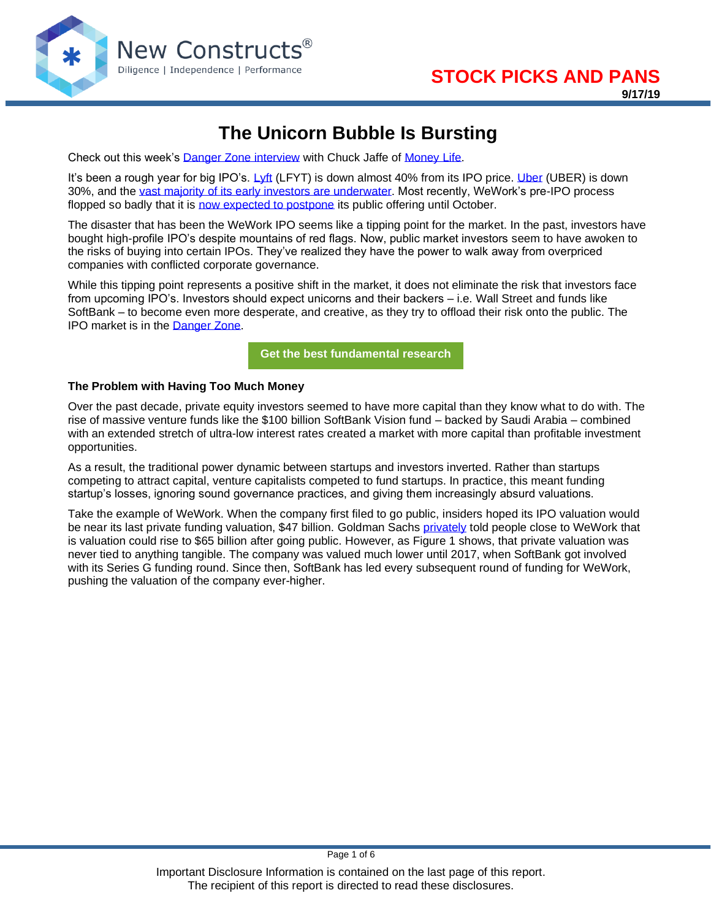# The Unicorn Bubble Is Bursting

Check out this week's Danger Zone interview with Chuck Jaffe of Money Life.

It's been a rough year for big IPO's. Lyft (LFYT) is down almost 40% from its IPO price. Uber (UBER) is down 30%, and the vast majority of its early investors are underwater. Most recently, WeWork's pre-IPO process flopped so badly that it is now expected to postpone its public offering until October.

The disaster that has been the WeWork IPO seems like a tipping point for the market. In the past, investors have bought high-profile IPO's despite mountains of red flags. Now, public market investors seem to have awoken to the risks of buying into certain IPOs. They've realized they have the power to walk away from overpriced companies with conflicted corporate governance.

While this tipping point represents a positive shift in the market, it does not eliminate the risk that investors face from upcoming IPO's. Investors should expect unicorns and their backers – i.e. Wall Street and funds like SoftBank – to become even more desperate, and creative, as they try to offload their risk onto the public. The IPO market is in the Danger Zone.

Get the best fundamental research

### The Problem with Having Too Much Money

Over the past decade, private equity investors seemed to have more capital than they know what to do with. The rise of massive venture funds like the $100 billion SoftBank Vision fund – backed by Saudi Arabia – combined with an extended stretch of ultra-low interest rates created a market with more capital than profitable investment opportunities.

As a result, the traditional power dynamic between startups and investors inverted. Rather than startups competing to attract capital, venture capitalists competed to fund startups. In practice, this meant funding startup's losses, ignoring sound governance practices, and giving them increasingly absurd valuations.

Take the example of WeWork. When the company first filed to go public, insiders hoped its IPO valuation would be near its last private funding valuation, $47 billion. Goldman Sachs privately told people close to WeWork that is valuation could rise to $65 billion after going public. However, as Figure 1 shows, that private valuation was never tied to anything tangible. The company was valued much lower until 2017, when SoftBank got involved with its Series G funding round. Since then, SoftBank has led every subsequent round of funding for WeWork, pushing the valuation of the company ever-higher.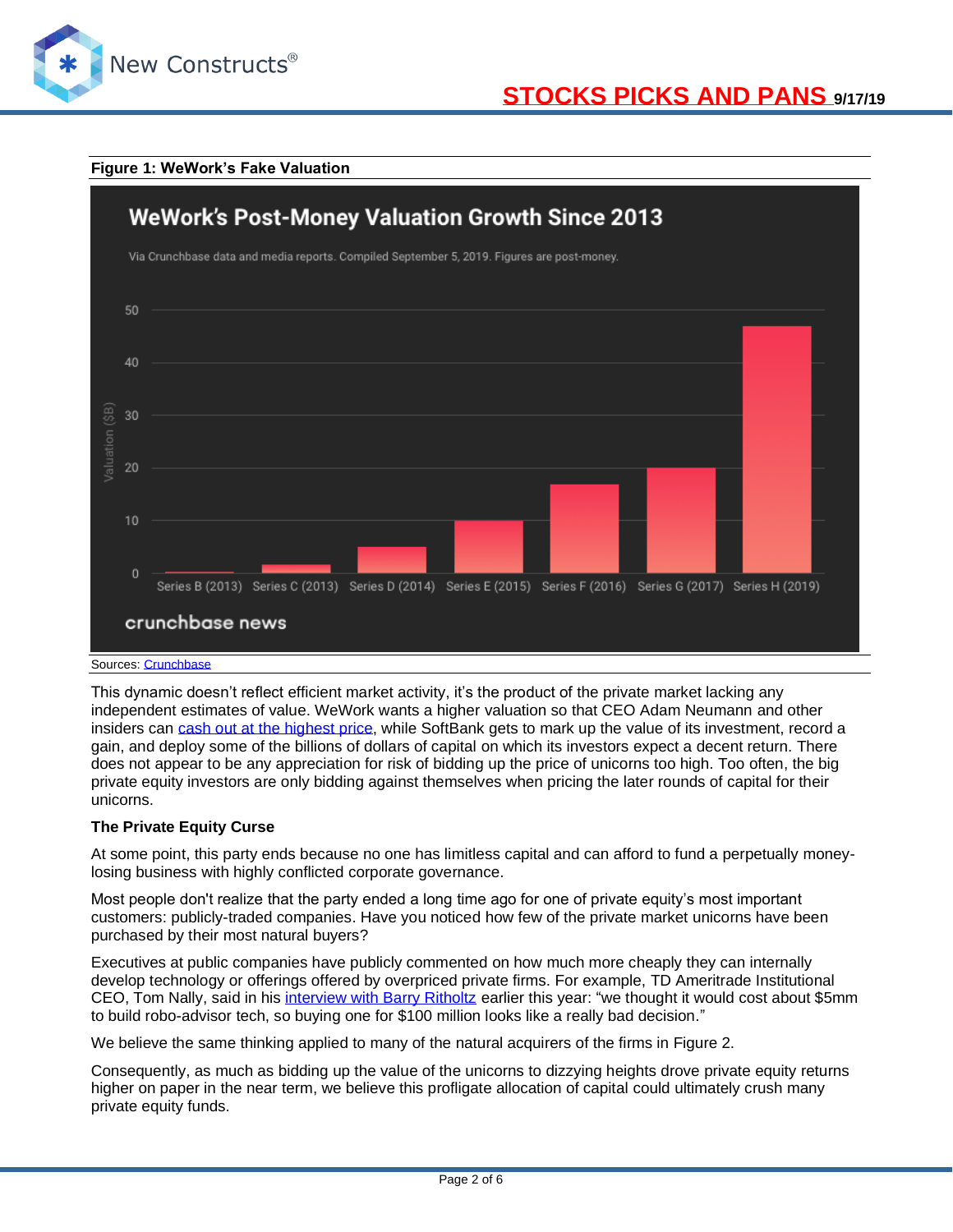**Figure 1: WeWork's Fake Valuation**

Sources: Crunchbase

This dynamic doesn't reflect efficient market activity, it's the product of the private market lacking any independent estimates of value. WeWork wants a higher valuation so that CEO Adam Neumann and other insiders can cash out at the highest price, while SoftBank gets to mark up the value of its investment, record a gain, and deploy some of the billions of dollars of capital on which its investors expect a decent return. There does not appear to be any appreciation for risk of bidding up the price of unicorns too high. Too often, the big private equity investors are only bidding against themselves when pricing the later rounds of capital for their unicorns.

**The Private Equity Curse**

At some point, this party ends because no one has limitless capital and can afford to fund a perpetually money-losing business with highly conflicted corporate governance.

Most people don't realize that the party ended a long time ago for one of private equity's most important customers: publicly-traded companies. Have you noticed how few of the private market unicorns have been purchased by their most natural buyers?

Executives at public companies have publicly commented on how much more cheaply they can internally develop technology or offerings offered by overpriced private firms. For example, TD Ameritrade Institutional CEO, Tom Nally, said in his interview with Barry Ritholtz earlier this year: "we thought it would cost about $5mm to build robo-advisor tech, so buying one for $100 million looks like a really bad decision."

We believe the same thinking applied to many of the natural acquirers of the firms in Figure 2.

Consequently, as much as bidding up the value of the unicorns to dizzying heights drove private equity returns higher on paper in the near term, we believe this profligate allocation of capital could ultimately crush many private equity funds.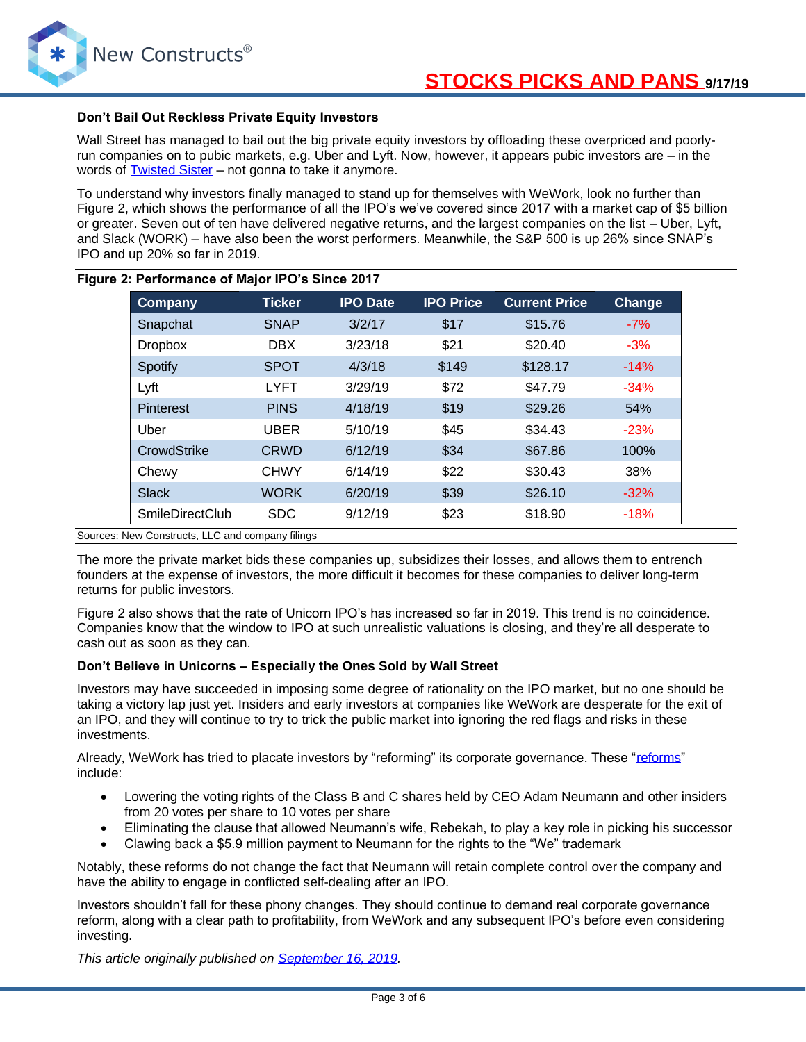### Don't Bail Out Reckless Private Equity Investors

Wall Street has managed to bail out the big private equity investors by offloading these overpriced and poorly-run companies on to pubic markets, e.g. Uber and Lyft. Now, however, it appears pubic investors are – in the words of Twisted Sister – not gonna to take it anymore.

To understand why investors finally managed to stand up for themselves with WeWork, look no further than Figure 2, which shows the performance of all the IPO's we've covered since 2017 with a market cap of $5 billion or greater. Seven out of ten have delivered negative returns, and the largest companies on the list – Uber, Lyft, and Slack (WORK) – have also been the worst performers. Meanwhile, the S&P 500 is up 26% since SNAP's IPO and up 20% so far in 2019.

**Figure 2: Performance of Major IPO's Since 2017**

| Company | Ticker | IPO Date | IPO Price | Current Price | Change |
|---|---|---|---|---|---|
| Snapchat | SNAP | 3/2/17 | $17 | $15.76 | -7% |
| Dropbox | DBX | 3/23/18 | $21 | $20.40 | -3% |
| Spotify | SPOT | 4/3/18 | $149 | $128.17 | -14% |
| Lyft | LYFT | 3/29/19 | $72 | $47.79 | -34% |
| Pinterest | PINS | 4/18/19 | $19 | $29.26 | 54% |
| Uber | UBER | 5/10/19 | $45 | $34.43 | -23% |
| CrowdStrike | CRWD | 6/12/19 | $34 | $67.86 | 100% |
| Chewy | CHWY | 6/14/19 | $22 | $30.43 | 38% |
| Slack | WORK | 6/20/19 | $39 | $26.10 | -32% |
| SmileDirectClub | SDC | 9/12/19 | $23 | $18.90 | -18% |

Sources: New Constructs, LLC and company filings

The more the private market bids these companies up, subsidizes their losses, and allows them to entrench founders at the expense of investors, the more difficult it becomes for these companies to deliver long-term returns for public investors.

Figure 2 also shows that the rate of Unicorn IPO's has increased so far in 2019. This trend is no coincidence. Companies know that the window to IPO at such unrealistic valuations is closing, and they're all desperate to cash out as soon as they can.

### Don't Believe in Unicorns – Especially the Ones Sold by Wall Street

Investors may have succeeded in imposing some degree of rationality on the IPO market, but no one should be taking a victory lap just yet. Insiders and early investors at companies like WeWork are desperate for the exit of an IPO, and they will continue to try to trick the public market into ignoring the red flags and risks in these investments.

Already, WeWork has tried to placate investors by "reforming" its corporate governance. These "reforms" include:

- Lowering the voting rights of the Class B and C shares held by CEO Adam Neumann and other insiders from 20 votes per share to 10 votes per share
- Eliminating the clause that allowed Neumann's wife, Rebekah, to play a key role in picking his successor
- Clawing back a $5.9 million payment to Neumann for the rights to the "We" trademark

Notably, these reforms do not change the fact that Neumann will retain complete control over the company and have the ability to engage in conflicted self-dealing after an IPO.

Investors shouldn't fall for these phony changes. They should continue to demand real corporate governance reform, along with a clear path to profitability, from WeWork and any subsequent IPO's before even considering investing.

*This article originally published on September 16, 2019.*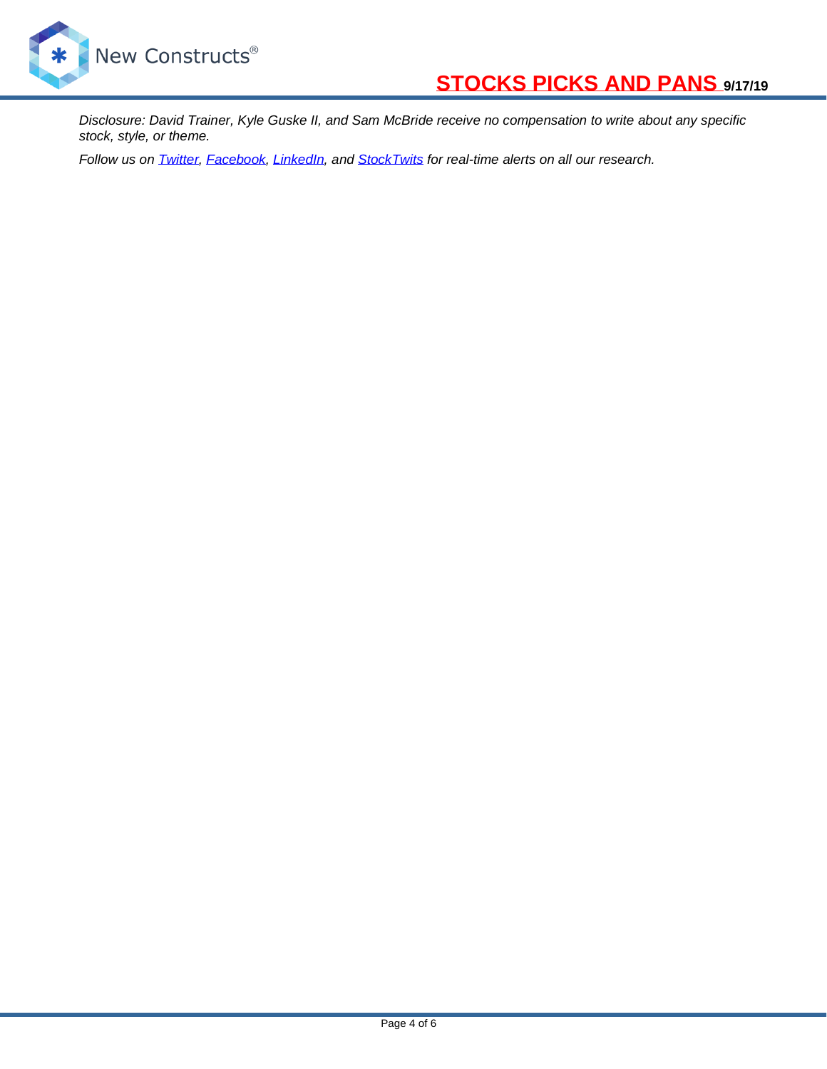*Disclosure: David Trainer, Kyle Guske II, and Sam McBride receive no compensation to write about any specific stock, style, or theme.*

*Follow us on [Twitter](), [Facebook](), [LinkedIn](), and [StockTwits]() for real-time alerts on all our research.*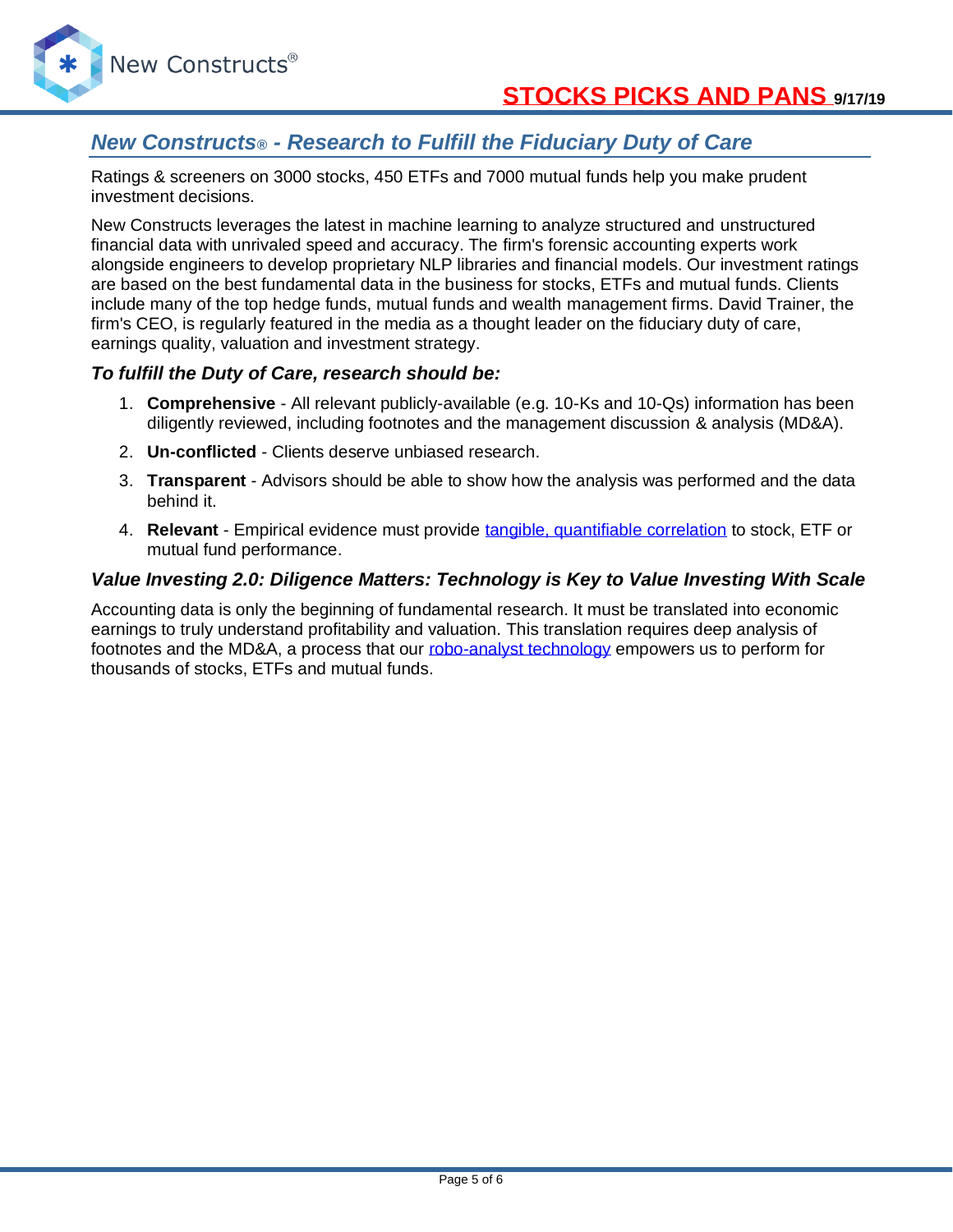## *New Constructs® - Research to Fulfill the Fiduciary Duty of Care*

Ratings & screeners on 3000 stocks, 450 ETFs and 7000 mutual funds help you make prudent investment decisions.

New Constructs leverages the latest in machine learning to analyze structured and unstructured financial data with unrivaled speed and accuracy. The firm's forensic accounting experts work alongside engineers to develop proprietary NLP libraries and financial models. Our investment ratings are based on the best fundamental data in the business for stocks, ETFs and mutual funds. Clients include many of the top hedge funds, mutual funds and wealth management firms. David Trainer, the firm's CEO, is regularly featured in the media as a thought leader on the fiduciary duty of care, earnings quality, valuation and investment strategy.

### *To fulfill the Duty of Care, research should be:*

1. **Comprehensive** - All relevant publicly-available (e.g. 10-Ks and 10-Qs) information has been diligently reviewed, including footnotes and the management discussion & analysis (MD&A).
2. **Un-conflicted** - Clients deserve unbiased research.
3. **Transparent** - Advisors should be able to show how the analysis was performed and the data behind it.
4. **Relevant** - Empirical evidence must provide tangible, quantifiable correlation to stock, ETF or mutual fund performance.

### *Value Investing 2.0: Diligence Matters: Technology is Key to Value Investing With Scale*

Accounting data is only the beginning of fundamental research. It must be translated into economic earnings to truly understand profitability and valuation. This translation requires deep analysis of footnotes and the MD&A, a process that our robo-analyst technology empowers us to perform for thousands of stocks, ETFs and mutual funds.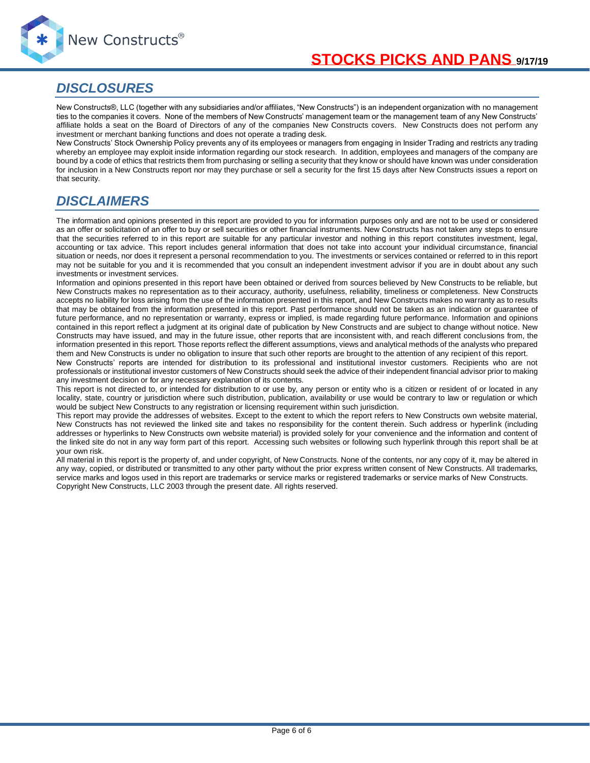## *DISCLOSURES*

New Constructs®, LLC (together with any subsidiaries and/or affiliates, "New Constructs") is an independent organization with no management ties to the companies it covers. None of the members of New Constructs' management team or the management team of any New Constructs' affiliate holds a seat on the Board of Directors of any of the companies New Constructs covers. New Constructs does not perform any investment or merchant banking functions and does not operate a trading desk.

New Constructs' Stock Ownership Policy prevents any of its employees or managers from engaging in Insider Trading and restricts any trading whereby an employee may exploit inside information regarding our stock research. In addition, employees and managers of the company are bound by a code of ethics that restricts them from purchasing or selling a security that they know or should have known was under consideration for inclusion in a New Constructs report nor may they purchase or sell a security for the first 15 days after New Constructs issues a report on that security.

## *DISCLAIMERS*

The information and opinions presented in this report are provided to you for information purposes only and are not to be used or considered as an offer or solicitation of an offer to buy or sell securities or other financial instruments. New Constructs has not taken any steps to ensure that the securities referred to in this report are suitable for any particular investor and nothing in this report constitutes investment, legal, accounting or tax advice. This report includes general information that does not take into account your individual circumstance, financial situation or needs, nor does it represent a personal recommendation to you. The investments or services contained or referred to in this report may not be suitable for you and it is recommended that you consult an independent investment advisor if you are in doubt about any such investments or investment services.

Information and opinions presented in this report have been obtained or derived from sources believed by New Constructs to be reliable, but New Constructs makes no representation as to their accuracy, authority, usefulness, reliability, timeliness or completeness. New Constructs accepts no liability for loss arising from the use of the information presented in this report, and New Constructs makes no warranty as to results that may be obtained from the information presented in this report. Past performance should not be taken as an indication or guarantee of future performance, and no representation or warranty, express or implied, is made regarding future performance. Information and opinions contained in this report reflect a judgment at its original date of publication by New Constructs and are subject to change without notice. New Constructs may have issued, and may in the future issue, other reports that are inconsistent with, and reach different conclusions from, the information presented in this report. Those reports reflect the different assumptions, views and analytical methods of the analysts who prepared them and New Constructs is under no obligation to insure that such other reports are brought to the attention of any recipient of this report.

New Constructs' reports are intended for distribution to its professional and institutional investor customers. Recipients who are not professionals or institutional investor customers of New Constructs should seek the advice of their independent financial advisor prior to making any investment decision or for any necessary explanation of its contents.

This report is not directed to, or intended for distribution to or use by, any person or entity who is a citizen or resident of or located in any locality, state, country or jurisdiction where such distribution, publication, availability or use would be contrary to law or regulation or which would be subject New Constructs to any registration or licensing requirement within such jurisdiction.

This report may provide the addresses of websites. Except to the extent to which the report refers to New Constructs own website material, New Constructs has not reviewed the linked site and takes no responsibility for the content therein. Such address or hyperlink (including addresses or hyperlinks to New Constructs own website material) is provided solely for your convenience and the information and content of the linked site do not in any way form part of this report. Accessing such websites or following such hyperlink through this report shall be at your own risk.

All material in this report is the property of, and under copyright, of New Constructs. None of the contents, nor any copy of it, may be altered in any way, copied, or distributed or transmitted to any other party without the prior express written consent of New Constructs. All trademarks, service marks and logos used in this report are trademarks or service marks or registered trademarks or service marks of New Constructs.

Copyright New Constructs, LLC 2003 through the present date. All rights reserved.